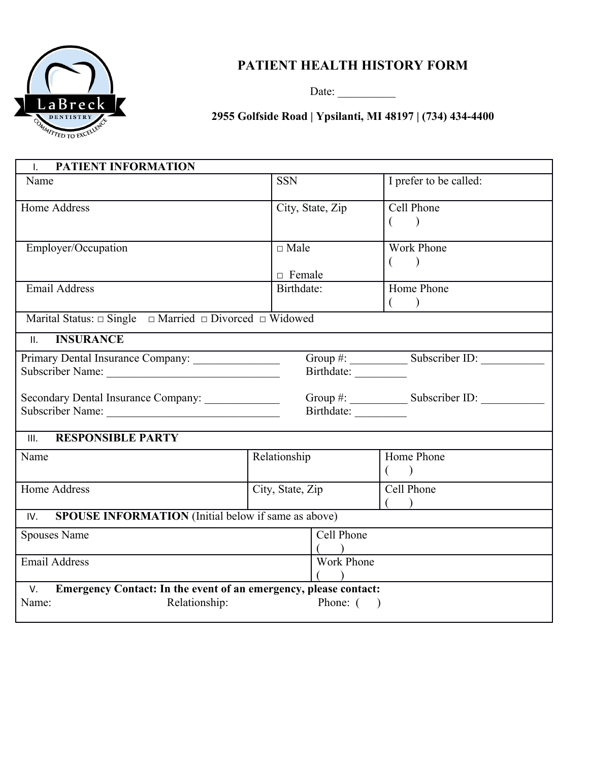# PATIENT HEALTH HISTORY FORM

Date: __________

**2955 Golfside Road | Ypsilanti, MI 48197 | (734) 434-4400**

## I. PATIENT INFORMATION

| | | |
|---|---|---|
| Name | SSN | I prefer to be called: |
| Home Address | City, State, Zip | Cell Phone ( ) |
| Employer/Occupation | □ Male □ Female | Work Phone ( ) |
| Email Address | Birthdate: | Home Phone ( ) |

Marital Status: □ Single □ Married □ Divorced □ Widowed

## II. INSURANCE

Primary Dental Insurance Company: _______________ Group #: __________ Subscriber ID: ___________
Subscriber Name: ______________________________ Birthdate: _________

Secondary Dental Insurance Company: _____________ Group #: __________ Subscriber ID: ___________
Subscriber Name: ______________________________ Birthdate: _________

## III. RESPONSIBLE PARTY

| | | |
|---|---|---|
| Name | Relationship | Home Phone ( ) |
| Home Address | City, State, Zip | Cell Phone ( ) |

## IV. SPOUSE INFORMATION (Initial below if same as above)

| | |
|---|---|
| Spouses Name | Cell Phone ( ) |
| Email Address | Work Phone ( ) |

## V. Emergency Contact: In the event of an emergency, please contact:

Name: Relationship: Phone: ( )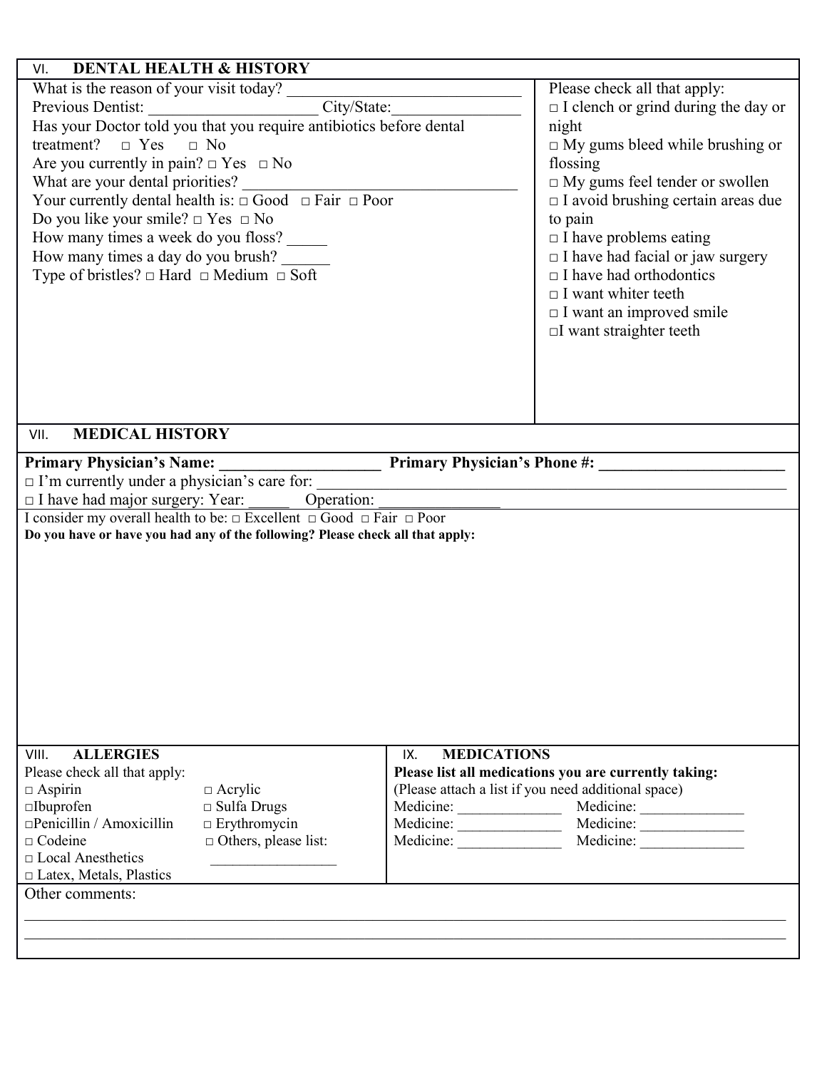## VI. DENTAL HEALTH & HISTORY

What is the reason of your visit today? ______________________________

Previous Dentist: ____________________ City/State:________________

Has your Doctor told you that you require antibiotics before dental treatment? □ Yes □ No

Are you currently in pain? □ Yes □ No

What are your dental priorities? ________________________________

Your currently dental health is: □ Good □ Fair □ Poor

Do you like your smile? □ Yes □ No

How many times a week do you floss? _____

How many times a day do you brush? ______

Type of bristles? □ Hard □ Medium □ Soft

Please check all that apply:

□ I clench or grind during the day or night

□ My gums bleed while brushing or flossing

□ My gums feel tender or swollen

□ I avoid brushing certain areas due to pain

□ I have problems eating

□ I have had facial or jaw surgery

□ I have had orthodontics

□ I want whiter teeth

□ I want an improved smile

□I want straighter teeth

## VII. MEDICAL HISTORY

**Primary Physician's Name: ___________________ Primary Physician's Phone #: _______________________**

□ I'm currently under a physician's care for: ___________________________________________________________

□ I have had major surgery: Year: _____ Operation: _______________

I consider my overall health to be: □ Excellent □ Good □ Fair □ Poor

**Do you have or have you had any of the following? Please check all that apply:**

## VIII. ALLERGIES

Please check all that apply:

□ Aspirin

□ Acrylic

□Ibuprofen

□ Sulfa Drugs

□Penicillin / Amoxicillin

□ Erythromycin

□ Codeine

□ Others, please list: _________________

□ Local Anesthetics

□ Latex, Metals, Plastics

## IX. MEDICATIONS

**Please list all medications you are currently taking:**

(Please attach a list if you need additional space)

Medicine: ______________ Medicine: ______________

Medicine: ______________ Medicine: ______________

Medicine: ______________ Medicine: ______________

Other comments:

______________________________________________________________________________________________

______________________________________________________________________________________________